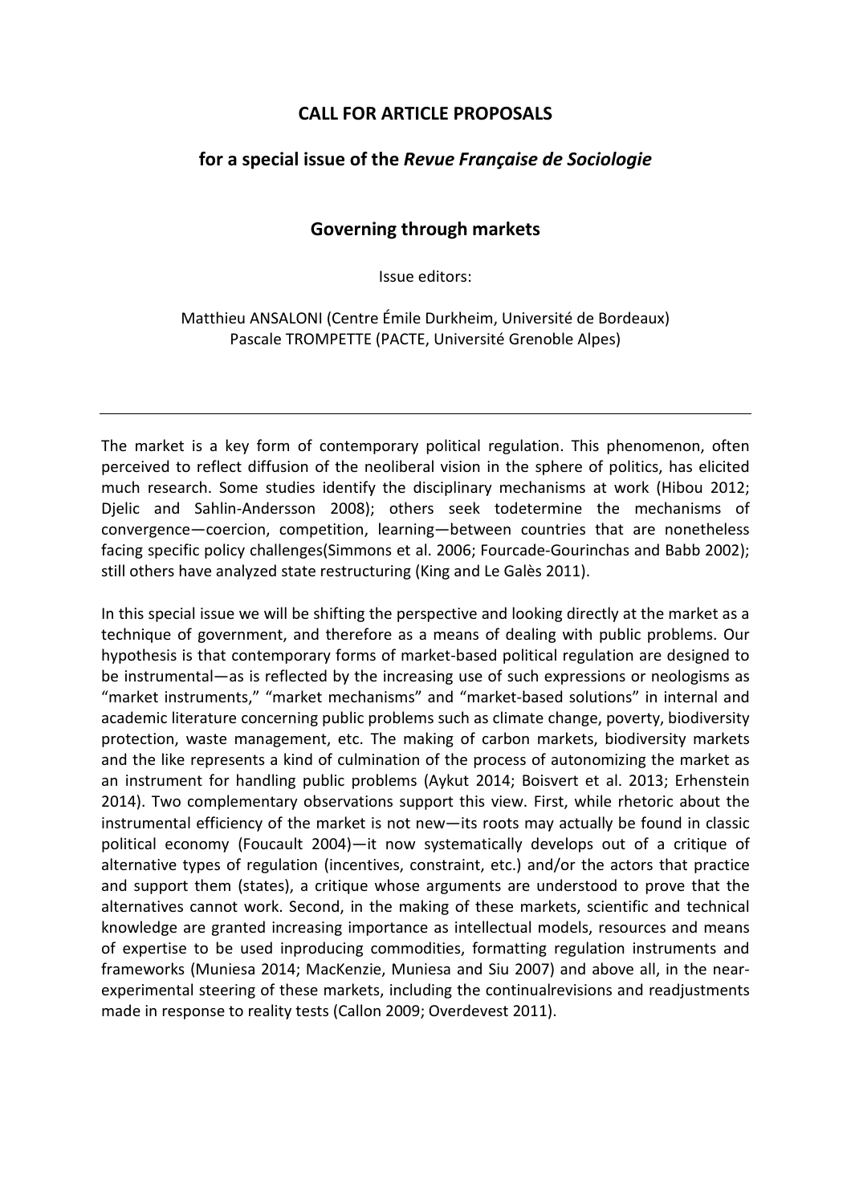# CALL FOR ARTICLE PROPOSALS

## for a special issue of the *Revue Française de Sociologie*

## Governing through markets

Issue editors:

Matthieu ANSALONI (Centre Émile Durkheim, Université de Bordeaux)
Pascale TROMPETTE (PACTE, Université Grenoble Alpes)

---

The market is a key form of contemporary political regulation. This phenomenon, often perceived to reflect diffusion of the neoliberal vision in the sphere of politics, has elicited much research. Some studies identify the disciplinary mechanisms at work (Hibou 2012; Djelic and Sahlin-Andersson 2008); others seek todetermine the mechanisms of convergence—coercion, competition, learning—between countries that are nonetheless facing specific policy challenges(Simmons et al. 2006; Fourcade-Gourinchas and Babb 2002); still others have analyzed state restructuring (King and Le Galès 2011).

In this special issue we will be shifting the perspective and looking directly at the market as a technique of government, and therefore as a means of dealing with public problems. Our hypothesis is that contemporary forms of market-based political regulation are designed to be instrumental—as is reflected by the increasing use of such expressions or neologisms as "market instruments," "market mechanisms" and "market-based solutions" in internal and academic literature concerning public problems such as climate change, poverty, biodiversity protection, waste management, etc. The making of carbon markets, biodiversity markets and the like represents a kind of culmination of the process of autonomizing the market as an instrument for handling public problems (Aykut 2014; Boisvert et al. 2013; Erhenstein 2014). Two complementary observations support this view. First, while rhetoric about the instrumental efficiency of the market is not new—its roots may actually be found in classic political economy (Foucault 2004)—it now systematically develops out of a critique of alternative types of regulation (incentives, constraint, etc.) and/or the actors that practice and support them (states), a critique whose arguments are understood to prove that the alternatives cannot work. Second, in the making of these markets, scientific and technical knowledge are granted increasing importance as intellectual models, resources and means of expertise to be used inproducing commodities, formatting regulation instruments and frameworks (Muniesa 2014; MacKenzie, Muniesa and Siu 2007) and above all, in the near-experimental steering of these markets, including the continualrevisions and readjustments made in response to reality tests (Callon 2009; Overdevest 2011).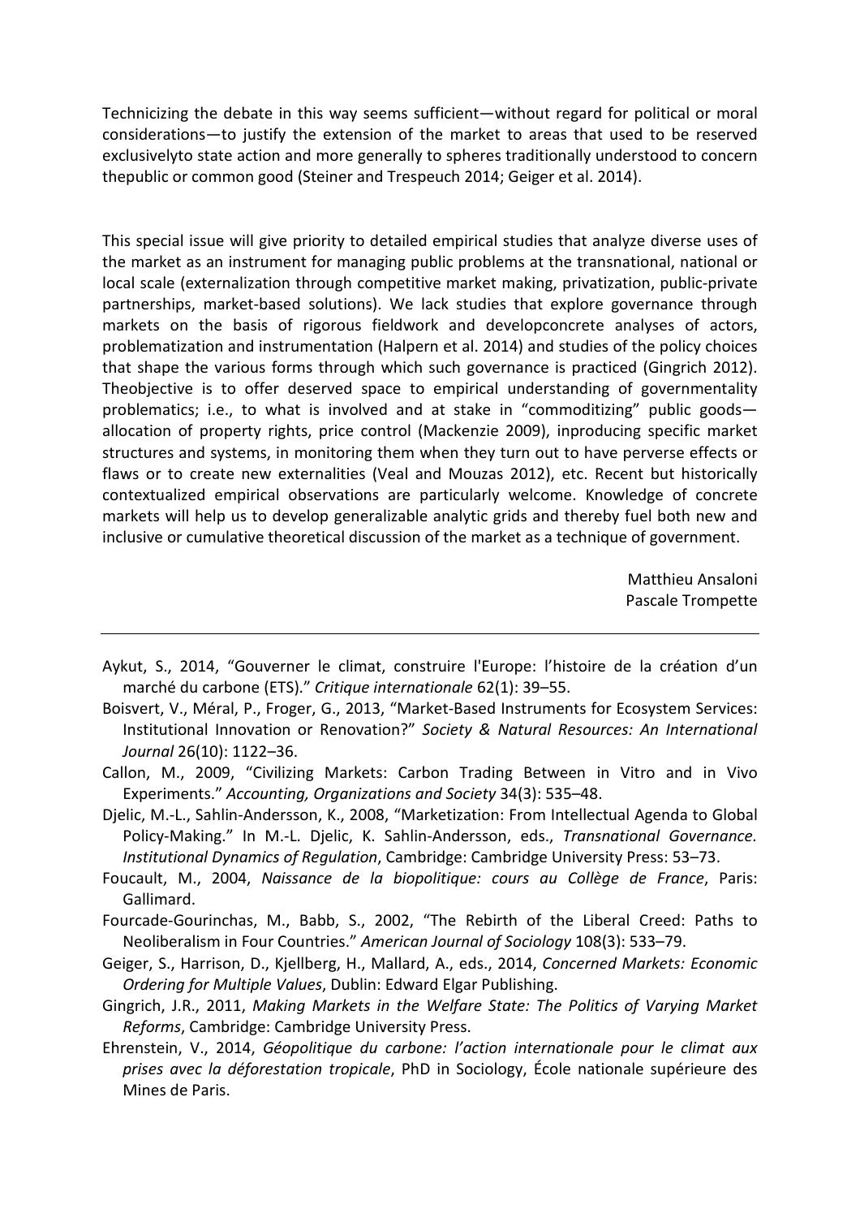Technicizing the debate in this way seems sufficient—without regard for political or moral considerations—to justify the extension of the market to areas that used to be reserved exclusivelyto state action and more generally to spheres traditionally understood to concern thepublic or common good (Steiner and Trespeuch 2014; Geiger et al. 2014).

This special issue will give priority to detailed empirical studies that analyze diverse uses of the market as an instrument for managing public problems at the transnational, national or local scale (externalization through competitive market making, privatization, public-private partnerships, market-based solutions). We lack studies that explore governance through markets on the basis of rigorous fieldwork and developconcrete analyses of actors, problematization and instrumentation (Halpern et al. 2014) and studies of the policy choices that shape the various forms through which such governance is practiced (Gingrich 2012). Theobjective is to offer deserved space to empirical understanding of governmentality problematics; i.e., to what is involved and at stake in "commoditizing" public goods—allocation of property rights, price control (Mackenzie 2009), inproducing specific market structures and systems, in monitoring them when they turn out to have perverse effects or flaws or to create new externalities (Veal and Mouzas 2012), etc. Recent but historically contextualized empirical observations are particularly welcome. Knowledge of concrete markets will help us to develop generalizable analytic grids and thereby fuel both new and inclusive or cumulative theoretical discussion of the market as a technique of government.

Matthieu Ansaloni
Pascale Trompette

---

Aykut, S., 2014, "Gouverner le climat, construire l'Europe: l'histoire de la création d'un marché du carbone (ETS)." *Critique internationale* 62(1): 39–55.

Boisvert, V., Méral, P., Froger, G., 2013, "Market-Based Instruments for Ecosystem Services: Institutional Innovation or Renovation?" *Society & Natural Resources: An International Journal* 26(10): 1122–36.

Callon, M., 2009, "Civilizing Markets: Carbon Trading Between in Vitro and in Vivo Experiments." *Accounting, Organizations and Society* 34(3): 535–48.

Djelic, M.-L., Sahlin-Andersson, K., 2008, "Marketization: From Intellectual Agenda to Global Policy-Making." In M.-L. Djelic, K. Sahlin-Andersson, eds., *Transnational Governance. Institutional Dynamics of Regulation*, Cambridge: Cambridge University Press: 53–73.

Foucault, M., 2004, *Naissance de la biopolitique: cours au Collège de France*, Paris: Gallimard.

Fourcade-Gourinchas, M., Babb, S., 2002, "The Rebirth of the Liberal Creed: Paths to Neoliberalism in Four Countries." *American Journal of Sociology* 108(3): 533–79.

Geiger, S., Harrison, D., Kjellberg, H., Mallard, A., eds., 2014, *Concerned Markets: Economic Ordering for Multiple Values*, Dublin: Edward Elgar Publishing.

Gingrich, J.R., 2011, *Making Markets in the Welfare State: The Politics of Varying Market Reforms*, Cambridge: Cambridge University Press.

Ehrenstein, V., 2014, *Géopolitique du carbone: l'action internationale pour le climat aux prises avec la déforestation tropicale*, PhD in Sociology, École nationale supérieure des Mines de Paris.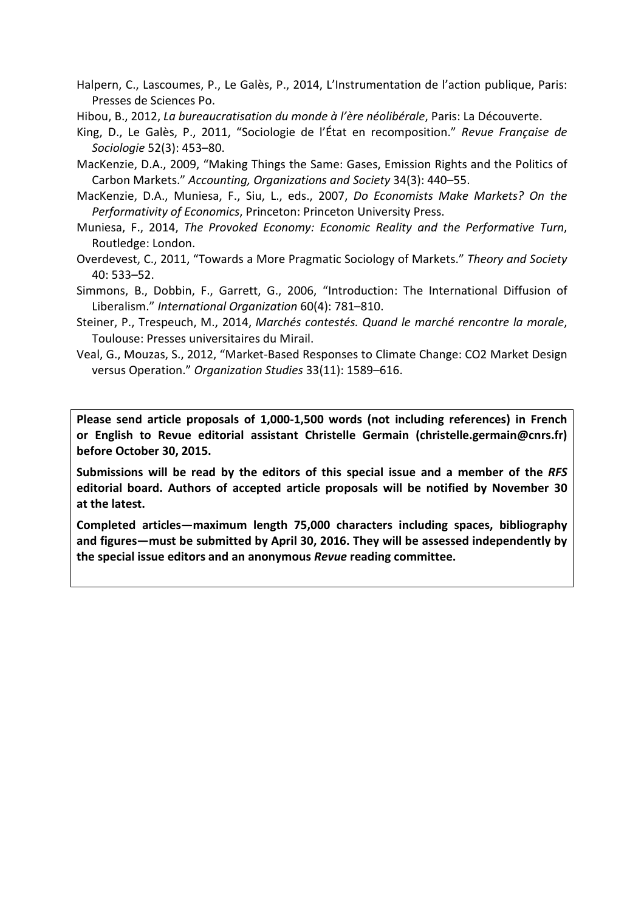Halpern, C., Lascoumes, P., Le Galès, P., 2014, L'Instrumentation de l'action publique, Paris: Presses de Sciences Po.

Hibou, B., 2012, *La bureaucratisation du monde à l'ère néolibérale*, Paris: La Découverte.

King, D., Le Galès, P., 2011, "Sociologie de l'État en recomposition." *Revue Française de Sociologie* 52(3): 453–80.

MacKenzie, D.A., 2009, "Making Things the Same: Gases, Emission Rights and the Politics of Carbon Markets." *Accounting, Organizations and Society* 34(3): 440–55.

MacKenzie, D.A., Muniesa, F., Siu, L., eds., 2007, *Do Economists Make Markets? On the Performativity of Economics*, Princeton: Princeton University Press.

Muniesa, F., 2014, *The Provoked Economy: Economic Reality and the Performative Turn*, Routledge: London.

Overdevest, C., 2011, "Towards a More Pragmatic Sociology of Markets." *Theory and Society* 40: 533–52.

Simmons, B., Dobbin, F., Garrett, G., 2006, "Introduction: The International Diffusion of Liberalism." *International Organization* 60(4): 781–810.

Steiner, P., Trespeuch, M., 2014, *Marchés contestés. Quand le marché rencontre la morale*, Toulouse: Presses universitaires du Mirail.

Veal, G., Mouzas, S., 2012, "Market-Based Responses to Climate Change: CO2 Market Design versus Operation." *Organization Studies* 33(11): 1589–616.

**Please send article proposals of 1,000-1,500 words (not including references) in French or English to Revue editorial assistant Christelle Germain (christelle.germain@cnrs.fr) before October 30, 2015.**

**Submissions will be read by the editors of this special issue and a member of the *RFS* editorial board. Authors of accepted article proposals will be notified by November 30 at the latest.**

**Completed articles—maximum length 75,000 characters including spaces, bibliography and figures—must be submitted by April 30, 2016. They will be assessed independently by the special issue editors and an anonymous *Revue* reading committee.**